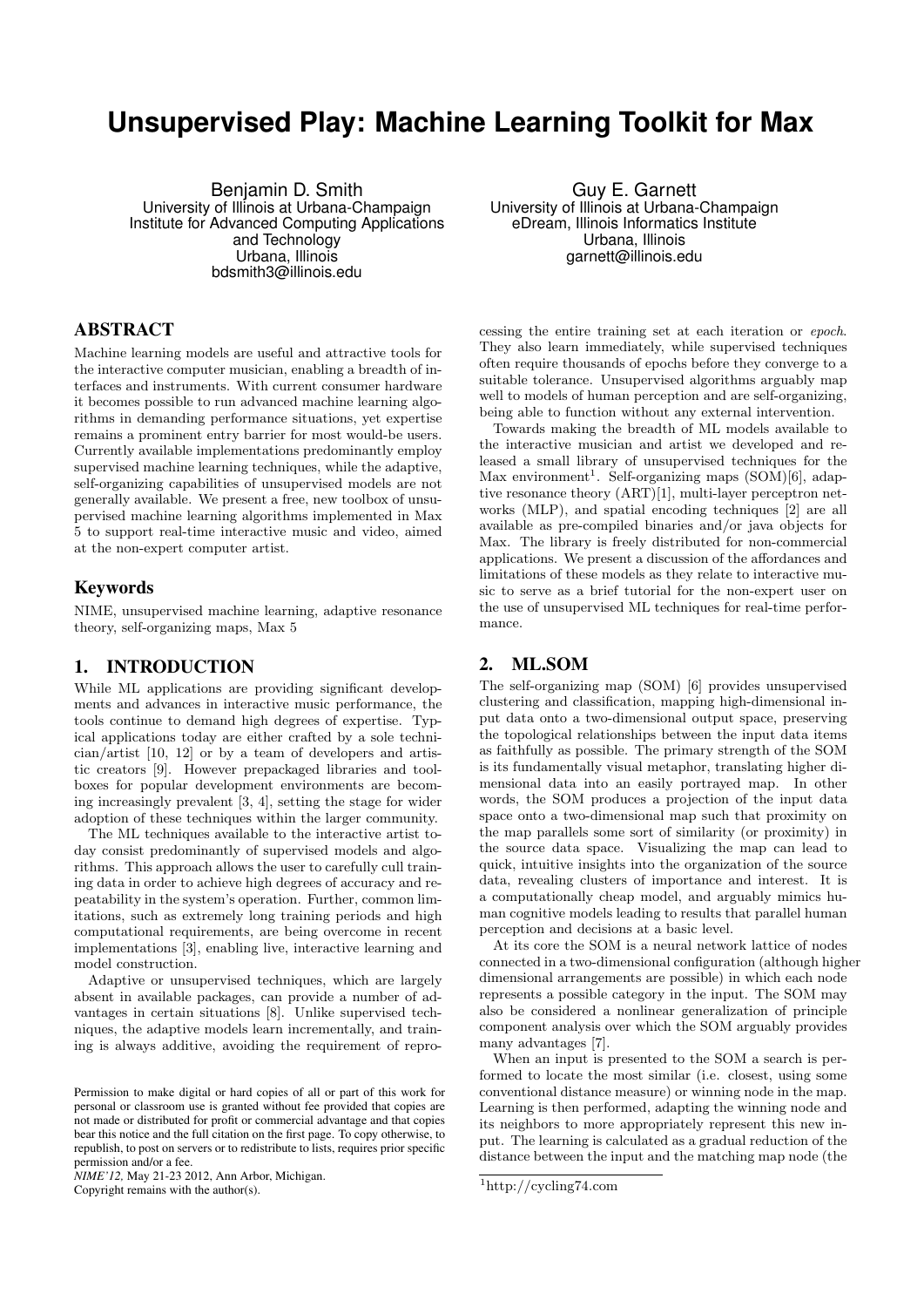# Unsupervised Play: Machine Learning Toolkit for Max

Benjamin D. Smith
University of Illinois at Urbana-Champaign
Institute for Advanced Computing Applications and Technology
Urbana, Illinois
bdsmith3@illinois.edu

Guy E. Garnett
University of Illinois at Urbana-Champaign
eDream, Illinois Informatics Institute
Urbana, Illinois
garnett@illinois.edu

## ABSTRACT

Machine learning models are useful and attractive tools for the interactive computer musician, enabling a breadth of interfaces and instruments. With current consumer hardware it becomes possible to run advanced machine learning algorithms in demanding performance situations, yet expertise remains a prominent entry barrier for most would-be users. Currently available implementations predominantly employ supervised machine learning techniques, while the adaptive, self-organizing capabilities of unsupervised models are not generally available. We present a free, new toolbox of unsupervised machine learning algorithms implemented in Max 5 to support real-time interactive music and video, aimed at the non-expert computer artist.

## Keywords

NIME, unsupervised machine learning, adaptive resonance theory, self-organizing maps, Max 5

## 1. INTRODUCTION

While ML applications are providing significant developments and advances in interactive music performance, the tools continue to demand high degrees of expertise. Typical applications today are either crafted by a sole technician/artist [10, 12] or by a team of developers and artistic creators [9]. However prepackaged libraries and toolboxes for popular development environments are becoming increasingly prevalent [3, 4], setting the stage for wider adoption of these techniques within the larger community.

The ML techniques available to the interactive artist today consist predominantly of supervised models and algorithms. This approach allows the user to carefully cull training data in order to achieve high degrees of accuracy and repeatability in the system's operation. Further, common limitations, such as extremely long training periods and high computational requirements, are being overcome in recent implementations [3], enabling live, interactive learning and model construction.

Adaptive or unsupervised techniques, which are largely absent in available packages, can provide a number of advantages in certain situations [8]. Unlike supervised techniques, the adaptive models learn incrementally, and training is always additive, avoiding the requirement of reprocessing the entire training set at each iteration or *epoch*. They also learn immediately, while supervised techniques often require thousands of epochs before they converge to a suitable tolerance. Unsupervised algorithms arguably map well to models of human perception and are self-organizing, being able to function without any external intervention.

Towards making the breadth of ML models available to the interactive musician and artist we developed and released a small library of unsupervised techniques for the Max environment[1]. Self-organizing maps (SOM)[6], adaptive resonance theory (ART)[1], multi-layer perceptron networks (MLP), and spatial encoding techniques [2] are all available as pre-compiled binaries and/or java objects for Max. The library is freely distributed for non-commercial applications. We present a discussion of the affordances and limitations of these models as they relate to interactive music to serve as a brief tutorial for the non-expert user on the use of unsupervised ML techniques for real-time performance.

## 2. ML.SOM

The self-organizing map (SOM) [6] provides unsupervised clustering and classification, mapping high-dimensional input data onto a two-dimensional output space, preserving the topological relationships between the input data items as faithfully as possible. The primary strength of the SOM is its fundamentally visual metaphor, translating higher dimensional data into an easily portrayed map. In other words, the SOM produces a projection of the input data space onto a two-dimensional map such that proximity on the map parallels some sort of similarity (or proximity) in the source data space. Visualizing the map can lead to quick, intuitive insights into the organization of the source data, revealing clusters of importance and interest. It is a computationally cheap model, and arguably mimics human cognitive models leading to results that parallel human perception and decisions at a basic level.

At its core the SOM is a neural network lattice of nodes connected in a two-dimensional configuration (although higher dimensional arrangements are possible) in which each node represents a possible category in the input. The SOM may also be considered a nonlinear generalization of principle component analysis over which the SOM arguably provides many advantages [7].

When an input is presented to the SOM a search is performed to locate the most similar (i.e. closest, using some conventional distance measure) or winning node in the map. Learning is then performed, adapting the winning node and its neighbors to more appropriately represent this new input. The learning is calculated as a gradual reduction of the distance between the input and the matching map node (the

Permission to make digital or hard copies of all or part of this work for personal or classroom use is granted without fee provided that copies are not made or distributed for profit or commercial advantage and that copies bear this notice and the full citation on the first page. To copy otherwise, to republish, to post on servers or to redistribute to lists, requires prior specific permission and/or a fee.
*NIME'12,* May 21-23 2012, Ann Arbor, Michigan.
Copyright remains with the author(s).

[1] http://cycling74.com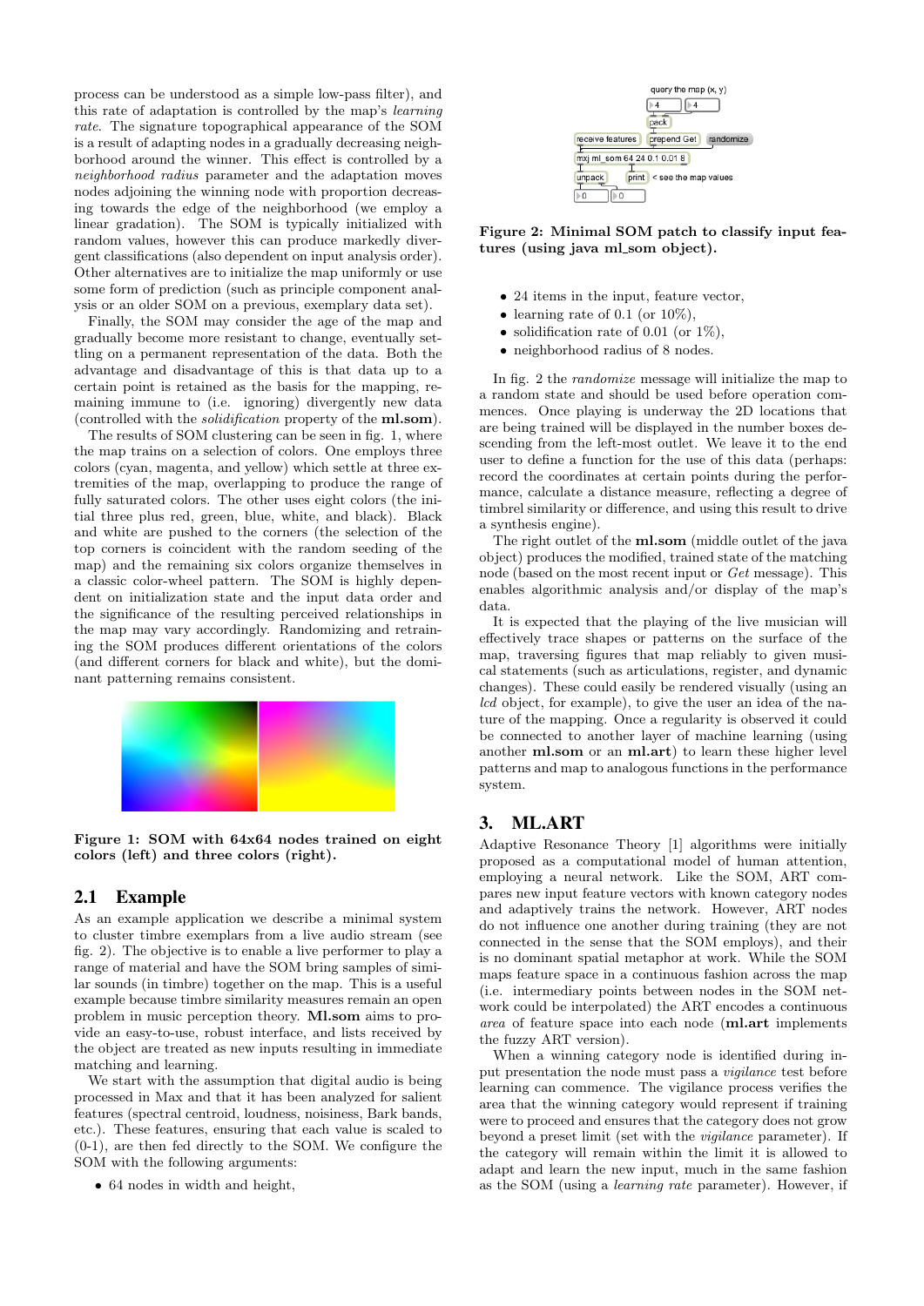process can be understood as a simple low-pass filter), and this rate of adaptation is controlled by the map's *learning rate*. The signature topographical appearance of the SOM is a result of adapting nodes in a gradually decreasing neighborhood around the winner. This effect is controlled by a *neighborhood radius* parameter and the adaptation moves nodes adjoining the winning node with proportion decreasing towards the edge of the neighborhood (we employ a linear gradation). The SOM is typically initialized with random values, however this can produce markedly divergent classifications (also dependent on input analysis order). Other alternatives are to initialize the map uniformly or use some form of prediction (such as principle component analysis or an older SOM on a previous, exemplary data set).

Finally, the SOM may consider the age of the map and gradually become more resistant to change, eventually settling on a permanent representation of the data. Both the advantage and disadvantage of this is that data up to a certain point is retained as the basis for the mapping, remaining immune to (i.e. ignoring) divergently new data (controlled with the *solidification* property of the **ml.som**).

The results of SOM clustering can be seen in fig. 1, where the map trains on a selection of colors. One employs three colors (cyan, magenta, and yellow) which settle at three extremities of the map, overlapping to produce the range of fully saturated colors. The other uses eight colors (the initial three plus red, green, blue, white, and black). Black and white are pushed to the corners (the selection of the top corners is coincident with the random seeding of the map) and the remaining six colors organize themselves in a classic color-wheel pattern. The SOM is highly dependent on initialization state and the input data order and the significance of the resulting perceived relationships in the map may vary accordingly. Randomizing and retraining the SOM produces different orientations of the colors (and different corners for black and white), but the dominant patterning remains consistent.

**Figure 1: SOM with 64x64 nodes trained on eight colors (left) and three colors (right).**

## 2.1 Example

As an example application we describe a minimal system to cluster timbre exemplars from a live audio stream (see fig. 2). The objective is to enable a live performer to play a range of material and have the SOM bring samples of similar sounds (in timbre) together on the map. This is a useful example because timbre similarity measures remain an open problem in music perception theory. **Ml.som** aims to provide an easy-to-use, robust interface, and lists received by the object are treated as new inputs resulting in immediate matching and learning.

We start with the assumption that digital audio is being processed in Max and that it has been analyzed for salient features (spectral centroid, loudness, noisiness, Bark bands, etc.). These features, ensuring that each value is scaled to (0-1), are then fed directly to the SOM. We configure the SOM with the following arguments:

- 64 nodes in width and height,
- 24 items in the input, feature vector,
- learning rate of 0.1 (or 10%),
- solidification rate of 0.01 (or 1%),
- neighborhood radius of 8 nodes.

**Figure 2: Minimal SOM patch to classify input features (using java ml_som object).**

In fig. 2 the *randomize* message will initialize the map to a random state and should be used before operation commences. Once playing is underway the 2D locations that are being trained will be displayed in the number boxes descending from the left-most outlet. We leave it to the end user to define a function for the use of this data (perhaps: record the coordinates at certain points during the performance, calculate a distance measure, reflecting a degree of timbrel similarity or difference, and using this result to drive a synthesis engine).

The right outlet of the **ml.som** (middle outlet of the java object) produces the modified, trained state of the matching node (based on the most recent input or *Get* message). This enables algorithmic analysis and/or display of the map's data.

It is expected that the playing of the live musician will effectively trace shapes or patterns on the surface of the map, traversing figures that map reliably to given musical statements (such as articulations, register, and dynamic changes). These could easily be rendered visually (using an *lcd* object, for example), to give the user an idea of the nature of the mapping. Once a regularity is observed it could be connected to another layer of machine learning (using another **ml.som** or an **ml.art**) to learn these higher level patterns and map to analogous functions in the performance system.

# 3. ML.ART

Adaptive Resonance Theory [1] algorithms were initially proposed as a computational model of human attention, employing a neural network. Like the SOM, ART compares new input feature vectors with known category nodes and adaptively trains the network. However, ART nodes do not influence one another during training (they are not connected in the sense that the SOM employs), and their is no dominant spatial metaphor at work. While the SOM maps feature space in a continuous fashion across the map (i.e. intermediary points between nodes in the SOM network could be interpolated) the ART encodes a continuous *area* of feature space into each node (**ml.art** implements the fuzzy ART version).

When a winning category node is identified during input presentation the node must pass a *vigilance* test before learning can commence. The vigilance process verifies the area that the winning category would represent if training were to proceed and ensures that the category does not grow beyond a preset limit (set with the *vigilance* parameter). If the category will remain within the limit it is allowed to adapt and learn the new input, much in the same fashion as the SOM (using a *learning rate* parameter). However, if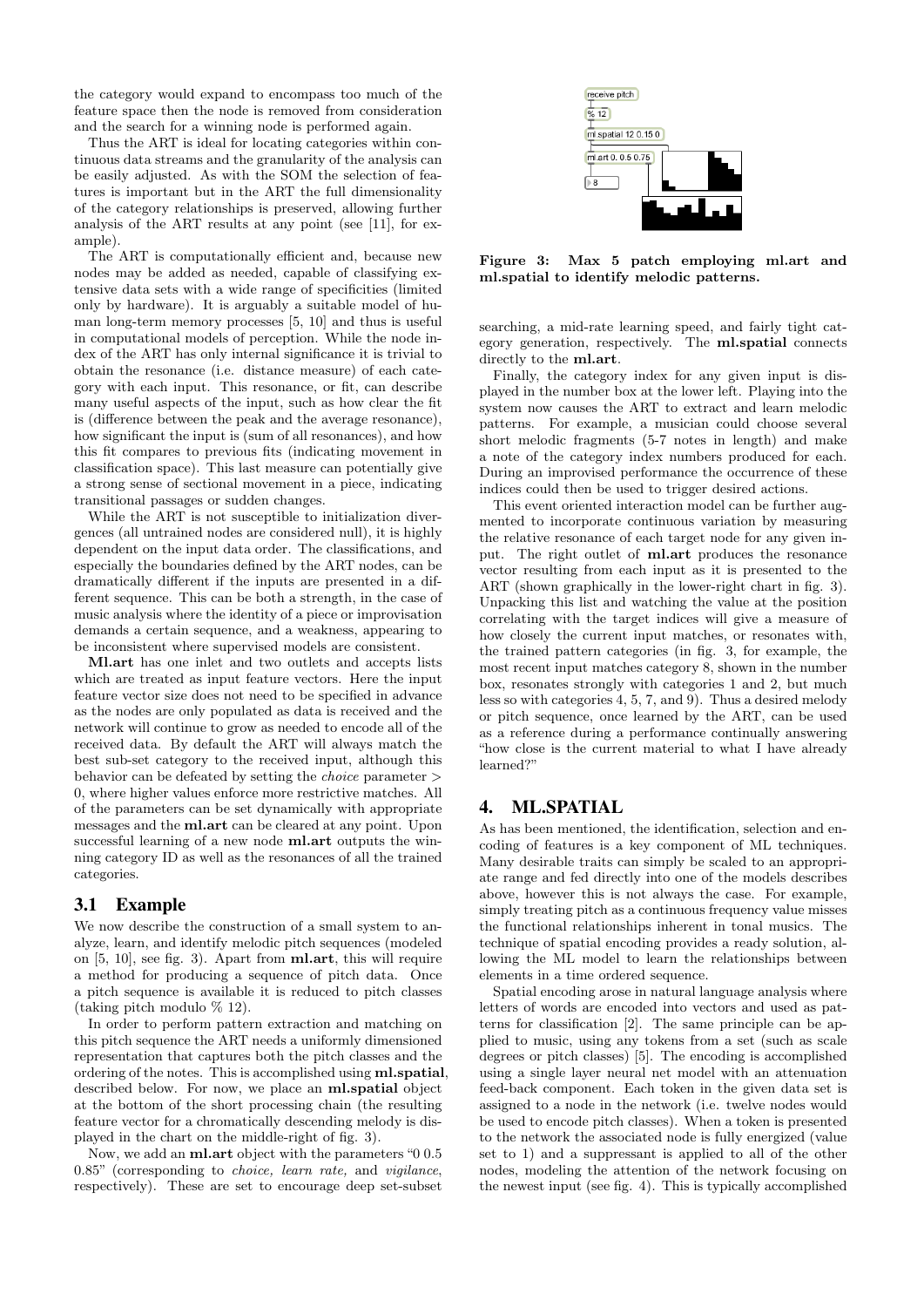the category would expand to encompass too much of the feature space then the node is removed from consideration and the search for a winning node is performed again.

Thus the ART is ideal for locating categories within continuous data streams and the granularity of the analysis can be easily adjusted. As with the SOM the selection of features is important but in the ART the full dimensionality of the category relationships is preserved, allowing further analysis of the ART results at any point (see [11], for example).

The ART is computationally efficient and, because new nodes may be added as needed, capable of classifying extensive data sets with a wide range of specificities (limited only by hardware). It is arguably a suitable model of human long-term memory processes [5, 10] and thus is useful in computational models of perception. While the node index of the ART has only internal significance it is trivial to obtain the resonance (i.e. distance measure) of each category with each input. This resonance, or fit, can describe many useful aspects of the input, such as how clear the fit is (difference between the peak and the average resonance), how significant the input is (sum of all resonances), and how this fit compares to previous fits (indicating movement in classification space). This last measure can potentially give a strong sense of sectional movement in a piece, indicating transitional passages or sudden changes.

While the ART is not susceptible to initialization divergences (all untrained nodes are considered null), it is highly dependent on the input data order. The classifications, and especially the boundaries defined by the ART nodes, can be dramatically different if the inputs are presented in a different sequence. This can be both a strength, in the case of music analysis where the identity of a piece or improvisation demands a certain sequence, and a weakness, appearing to be inconsistent where supervised models are consistent.

**Ml.art** has one inlet and two outlets and accepts lists which are treated as input feature vectors. Here the input feature vector size does not need to be specified in advance as the nodes are only populated as data is received and the network will continue to grow as needed to encode all of the received data. By default the ART will always match the best sub-set category to the received input, although this behavior can be defeated by setting the *choice* parameter > 0, where higher values enforce more restrictive matches. All of the parameters can be set dynamically with appropriate messages and the **ml.art** can be cleared at any point. Upon successful learning of a new node **ml.art** outputs the winning category ID as well as the resonances of all the trained categories.

## 3.1 Example

We now describe the construction of a small system to analyze, learn, and identify melodic pitch sequences (modeled on [5, 10], see fig. 3). Apart from **ml.art**, this will require a method for producing a sequence of pitch data. Once a pitch sequence is available it is reduced to pitch classes (taking pitch modulo % 12).

In order to perform pattern extraction and matching on this pitch sequence the ART needs a uniformly dimensioned representation that captures both the pitch classes and the ordering of the notes. This is accomplished using **ml.spatial**, described below. For now, we place an **ml.spatial** object at the bottom of the short processing chain (the resulting feature vector for a chromatically descending melody is displayed in the chart on the middle-right of fig. 3).

Now, we add an **ml.art** object with the parameters "0 0.5 0.85" (corresponding to *choice, learn rate,* and *vigilance*, respectively). These are set to encourage deep set-subset searching, a mid-rate learning speed, and fairly tight category generation, respectively. The **ml.spatial** connects directly to the **ml.art**.

receive pitch

% 12

ml.spatial 12 0.15 0

ml.art 0. 0.5 0.75

8

**Figure 3: Max 5 patch employing ml.art and ml.spatial to identify melodic patterns.**

Finally, the category index for any given input is displayed in the number box at the lower left. Playing into the system now causes the ART to extract and learn melodic patterns. For example, a musician could choose several short melodic fragments (5-7 notes in length) and make a note of the category index numbers produced for each. During an improvised performance the occurrence of these indices could then be used to trigger desired actions.

This event oriented interaction model can be further augmented to incorporate continuous variation by measuring the relative resonance of each target node for any given input. The right outlet of **ml.art** produces the resonance vector resulting from each input as it is presented to the ART (shown graphically in the lower-right chart in fig. 3). Unpacking this list and watching the value at the position correlating with the target indices will give a measure of how closely the current input matches, or resonates with, the trained pattern categories (in fig. 3, for example, the most recent input matches category 8, shown in the number box, resonates strongly with categories 1 and 2, but much less so with categories 4, 5, 7, and 9). Thus a desired melody or pitch sequence, once learned by the ART, can be used as a reference during a performance continually answering "how close is the current material to what I have already learned?"

# 4. ML.SPATIAL

As has been mentioned, the identification, selection and encoding of features is a key component of ML techniques. Many desirable traits can simply be scaled to an appropriate range and fed directly into one of the models describes above, however this is not always the case. For example, simply treating pitch as a continuous frequency value misses the functional relationships inherent in tonal musics. The technique of spatial encoding provides a ready solution, allowing the ML model to learn the relationships between elements in a time ordered sequence.

Spatial encoding arose in natural language analysis where letters of words are encoded into vectors and used as patterns for classification [2]. The same principle can be applied to music, using any tokens from a set (such as scale degrees or pitch classes) [5]. The encoding is accomplished using a single layer neural net model with an attenuation feed-back component. Each token in the given data set is assigned to a node in the network (i.e. twelve nodes would be used to encode pitch classes). When a token is presented to the network the associated node is fully energized (value set to 1) and a suppressant is applied to all of the other nodes, modeling the attention of the network focusing on the newest input (see fig. 4). This is typically accomplished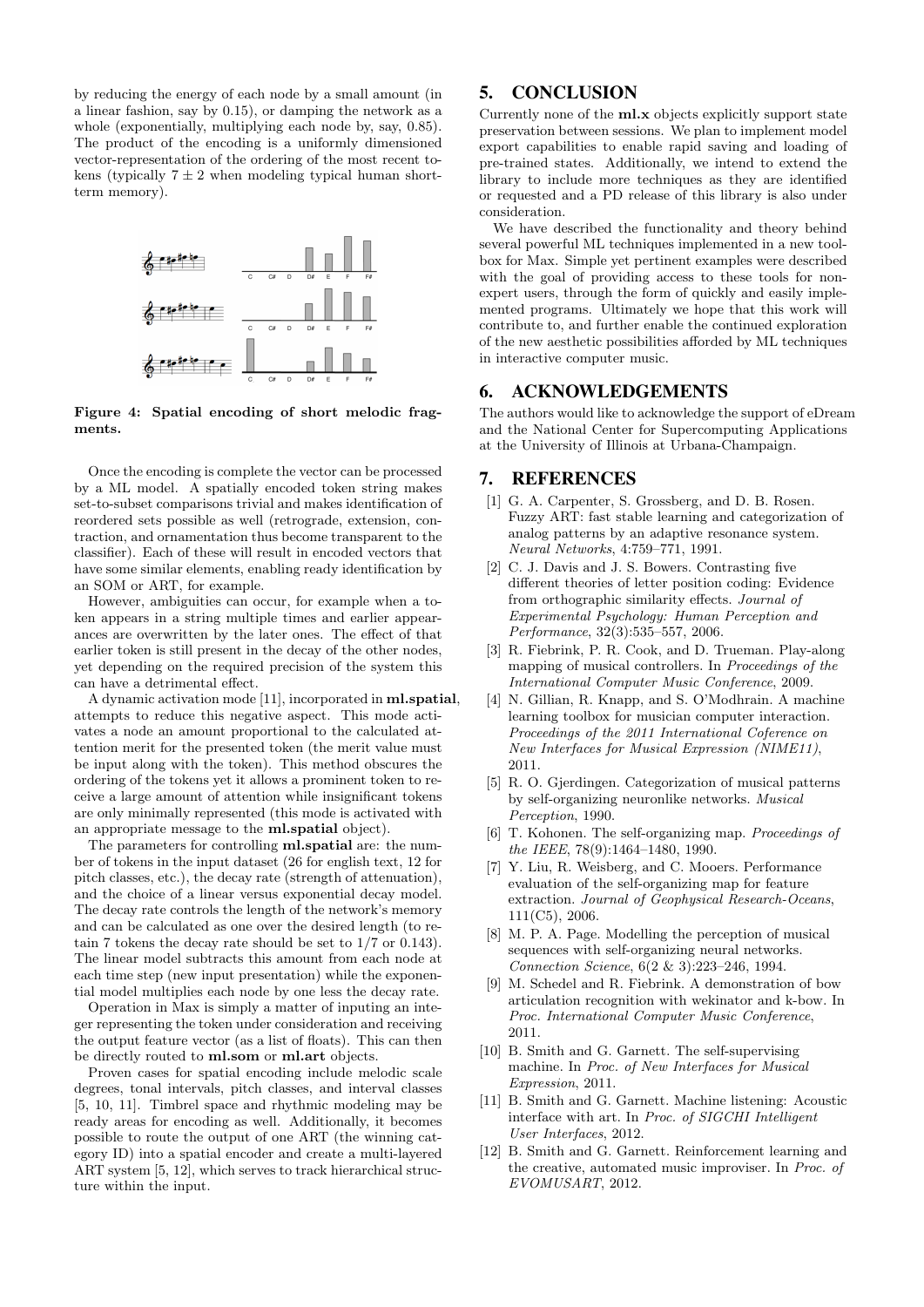by reducing the energy of each node by a small amount (in a linear fashion, say by 0.15), or damping the network as a whole (exponentially, multiplying each node by, say, 0.85). The product of the encoding is a uniformly dimensioned vector-representation of the ordering of the most recent tokens (typically $7 \pm 2$ when modeling typical human short-term memory).

C C# D D# E F F#

C C# D D# E F F#

C C# D D# E F F#

**Figure 4: Spatial encoding of short melodic fragments.**

Once the encoding is complete the vector can be processed by a ML model. A spatially encoded token string makes set-to-subset comparisons trivial and makes identification of reordered sets possible as well (retrograde, extension, contraction, and ornamentation thus become transparent to the classifier). Each of these will result in encoded vectors that have some similar elements, enabling ready identification by an SOM or ART, for example.

However, ambiguities can occur, for example when a token appears in a string multiple times and earlier appearances are overwritten by the later ones. The effect of that earlier token is still present in the decay of the other nodes, yet depending on the required precision of the system this can have a detrimental effect.

A dynamic activation mode [11], incorporated in **ml.spatial**, attempts to reduce this negative aspect. This mode activates a node an amount proportional to the calculated attention merit for the presented token (the merit value must be input along with the token). This method obscures the ordering of the tokens yet it allows a prominent token to receive a large amount of attention while insignificant tokens are only minimally represented (this mode is activated with an appropriate message to the **ml.spatial** object).

The parameters for controlling **ml.spatial** are: the number of tokens in the input dataset (26 for english text, 12 for pitch classes, etc.), the decay rate (strength of attenuation), and the choice of a linear versus exponential decay model. The decay rate controls the length of the network's memory and can be calculated as one over the desired length (to retain 7 tokens the decay rate should be set to 1/7 or 0.143). The linear model subtracts this amount from each node at each time step (new input presentation) while the exponential model multiplies each node by one less the decay rate.

Operation in Max is simply a matter of inputing an integer representing the token under consideration and receiving the output feature vector (as a list of floats). This can then be directly routed to **ml.som** or **ml.art** objects.

Proven cases for spatial encoding include melodic scale degrees, tonal intervals, pitch classes, and interval classes [5, 10, 11]. Timbrel space and rhythmic modeling may be ready areas for encoding as well. Additionally, it becomes possible to route the output of one ART (the winning category ID) into a spatial encoder and create a multi-layered ART system [5, 12], which serves to track hierarchical structure within the input.

## 5. CONCLUSION

Currently none of the **ml.x** objects explicitly support state preservation between sessions. We plan to implement model export capabilities to enable rapid saving and loading of pre-trained states. Additionally, we intend to extend the library to include more techniques as they are identified or requested and a PD release of this library is also under consideration.

We have described the functionality and theory behind several powerful ML techniques implemented in a new toolbox for Max. Simple yet pertinent examples were described with the goal of providing access to these tools for non-expert users, through the form of quickly and easily implemented programs. Ultimately we hope that this work will contribute to, and further enable the continued exploration of the new aesthetic possibilities afforded by ML techniques in interactive computer music.

## 6. ACKNOWLEDGEMENTS

The authors would like to acknowledge the support of eDream and the National Center for Supercomputing Applications at the University of Illinois at Urbana-Champaign.

## 7. REFERENCES

[1] G. A. Carpenter, S. Grossberg, and D. B. Rosen. Fuzzy ART: fast stable learning and categorization of analog patterns by an adaptive resonance system. *Neural Networks*, 4:759–771, 1991.

[2] C. J. Davis and J. S. Bowers. Contrasting five different theories of letter position coding: Evidence from orthographic similarity effects. *Journal of Experimental Psychology: Human Perception and Performance*, 32(3):535–557, 2006.

[3] R. Fiebrink, P. R. Cook, and D. Trueman. Play-along mapping of musical controllers. In *Proceedings of the International Computer Music Conference*, 2009.

[4] N. Gillian, R. Knapp, and S. O'Modhrain. A machine learning toolbox for musician computer interaction. *Proceedings of the 2011 International Coference on New Interfaces for Musical Expression (NIME11)*, 2011.

[5] R. O. Gjerdingen. Categorization of musical patterns by self-organizing neuronlike networks. *Musical Perception*, 1990.

[6] T. Kohonen. The self-organizing map. *Proceedings of the IEEE*, 78(9):1464–1480, 1990.

[7] Y. Liu, R. Weisberg, and C. Mooers. Performance evaluation of the self-organizing map for feature extraction. *Journal of Geophysical Research-Oceans*, 111(C5), 2006.

[8] M. P. A. Page. Modelling the perception of musical sequences with self-organizing neural networks. *Connection Science*, 6(2 & 3):223–246, 1994.

[9] M. Schedel and R. Fiebrink. A demonstration of bow articulation recognition with wekinator and k-bow. In *Proc. International Computer Music Conference*, 2011.

[10] B. Smith and G. Garnett. The self-supervising machine. In *Proc. of New Interfaces for Musical Expression*, 2011.

[11] B. Smith and G. Garnett. Machine listening: Acoustic interface with art. In *Proc. of SIGCHI Intelligent User Interfaces*, 2012.

[12] B. Smith and G. Garnett. Reinforcement learning and the creative, automated music improviser. In *Proc. of EVOMUSART*, 2012.